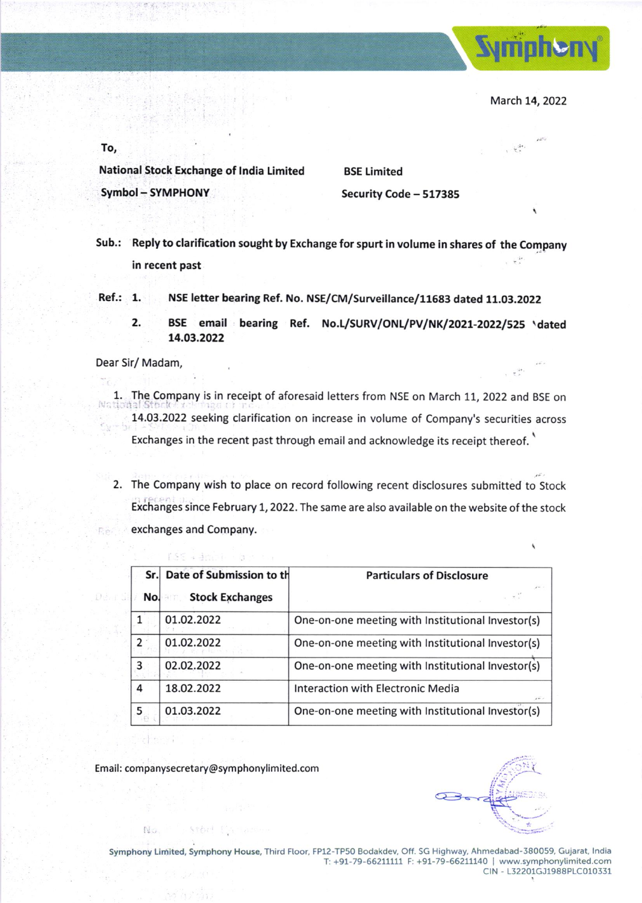March 14, 2022

To,

**National Stock Exchange of India Limited**
**Symbol – SYMPHONY**

**BSE Limited**
**Security Code – 517385**

**Sub.: Reply to clarification sought by Exchange for spurt in volume in shares of the Company in recent past**

**Ref.:**
1. **NSE letter bearing Ref. No. NSE/CM/Surveillance/11683 dated 11.03.2022**
2. **BSE email bearing Ref. No.L/SURV/ONL/PV/NK/2021-2022/525 dated 14.03.2022**

Dear Sir/ Madam,

1. The Company is in receipt of aforesaid letters from NSE on March 11, 2022 and BSE on 14.03.2022 seeking clarification on increase in volume of Company's securities across Exchanges in the recent past through email and acknowledge its receipt thereof.

2. The Company wish to place on record following recent disclosures submitted to Stock Exchanges since February 1, 2022. The same are also available on the website of the stock exchanges and Company.

| Sr. No. | Date of Submission to the Stock Exchanges | Particulars of Disclosure |
|---|---|---|
| 1 | 01.02.2022 | One-on-one meeting with Institutional Investor(s) |
| 2 | 01.02.2022 | One-on-one meeting with Institutional Investor(s) |
| 3 | 02.02.2022 | One-on-one meeting with Institutional Investor(s) |
| 4 | 18.02.2022 | Interaction with Electronic Media |
| 5 | 01.03.2022 | One-on-one meeting with Institutional Investor(s) |

Email: companysecretary@symphonylimited.com

**Symphony Limited, Symphony House,** Third Floor, FP12-TP50 Bodakdev, Off. SG Highway, Ahmedabad-380059, Gujarat, India
T: +91-79-66211111 F: +91-79-66211140 | www.symphonylimited.com
CIN - L32201GJ1988PLC010331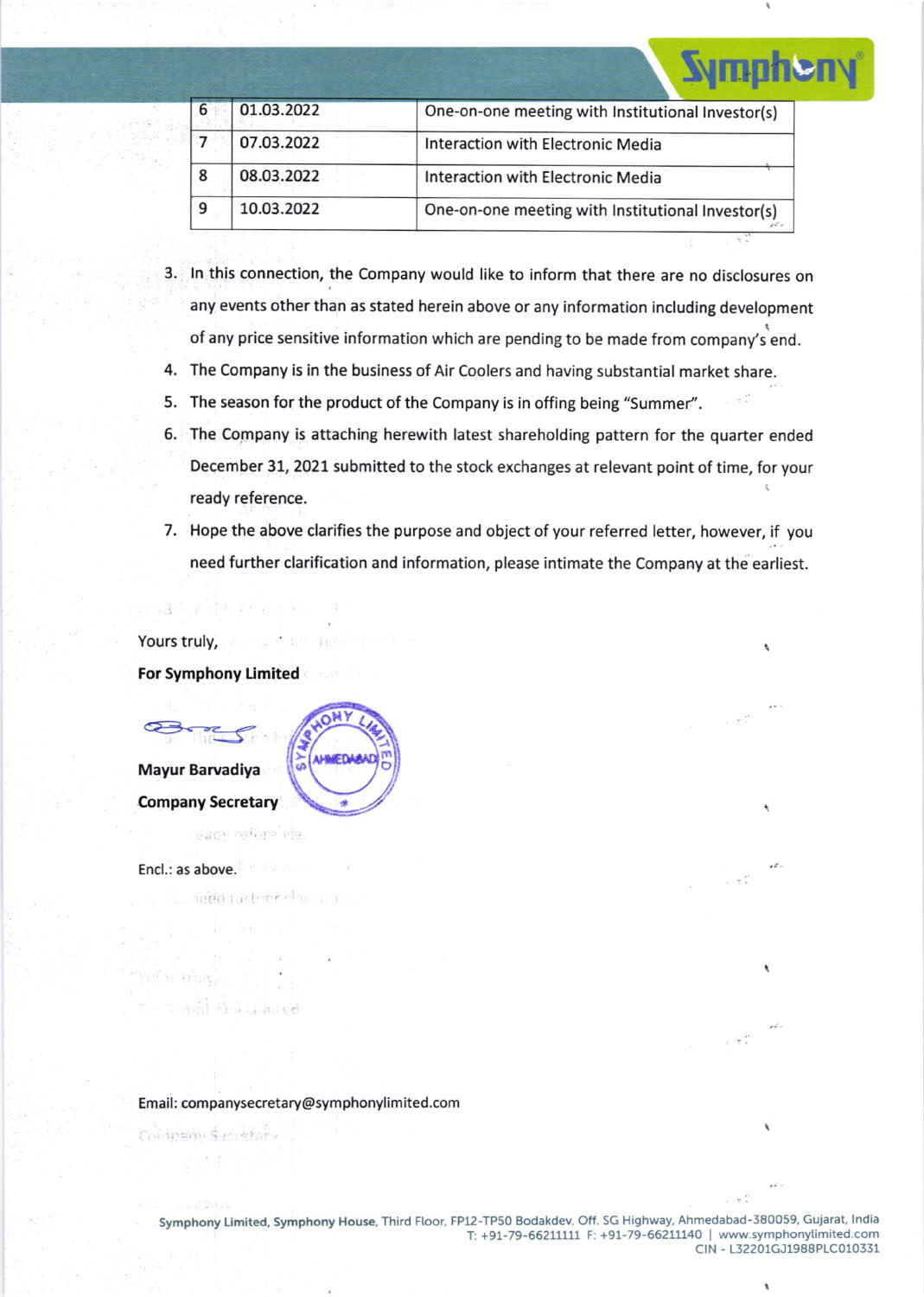| 6 | 01.03.2022 | One-on-one meeting with Institutional Investor(s) |
|---|---|---|
| 7 | 07.03.2022 | Interaction with Electronic Media |
| 8 | 08.03.2022 | Interaction with Electronic Media |
| 9 | 10.03.2022 | One-on-one meeting with Institutional Investor(s) |

3. In this connection, the Company would like to inform that there are no disclosures on any events other than as stated herein above or any information including development of any price sensitive information which are pending to be made from company's end.
4. The Company is in the business of Air Coolers and having substantial market share.
5. The season for the product of the Company is in offing being "Summer".
6. The Company is attaching herewith latest shareholding pattern for the quarter ended December 31, 2021 submitted to the stock exchanges at relevant point of time, for your ready reference.
7. Hope the above clarifies the purpose and object of your referred letter, however, if you need further clarification and information, please intimate the Company at the earliest.

Yours truly,

**For Symphony Limited**

**Mayur Barvadiya**

**Company Secretary**

Encl.: as above.

Email: companysecretary@symphonylimited.com

Symphony Limited, Symphony House, Third Floor, FP12-TP50 Bodakdev, Off. SG Highway, Ahmedabad-380059, Gujarat, India
T: +91-79-66211111 F: +91-79-66211140 | www.symphonylimited.com
CIN - L32201GJ1988PLC010331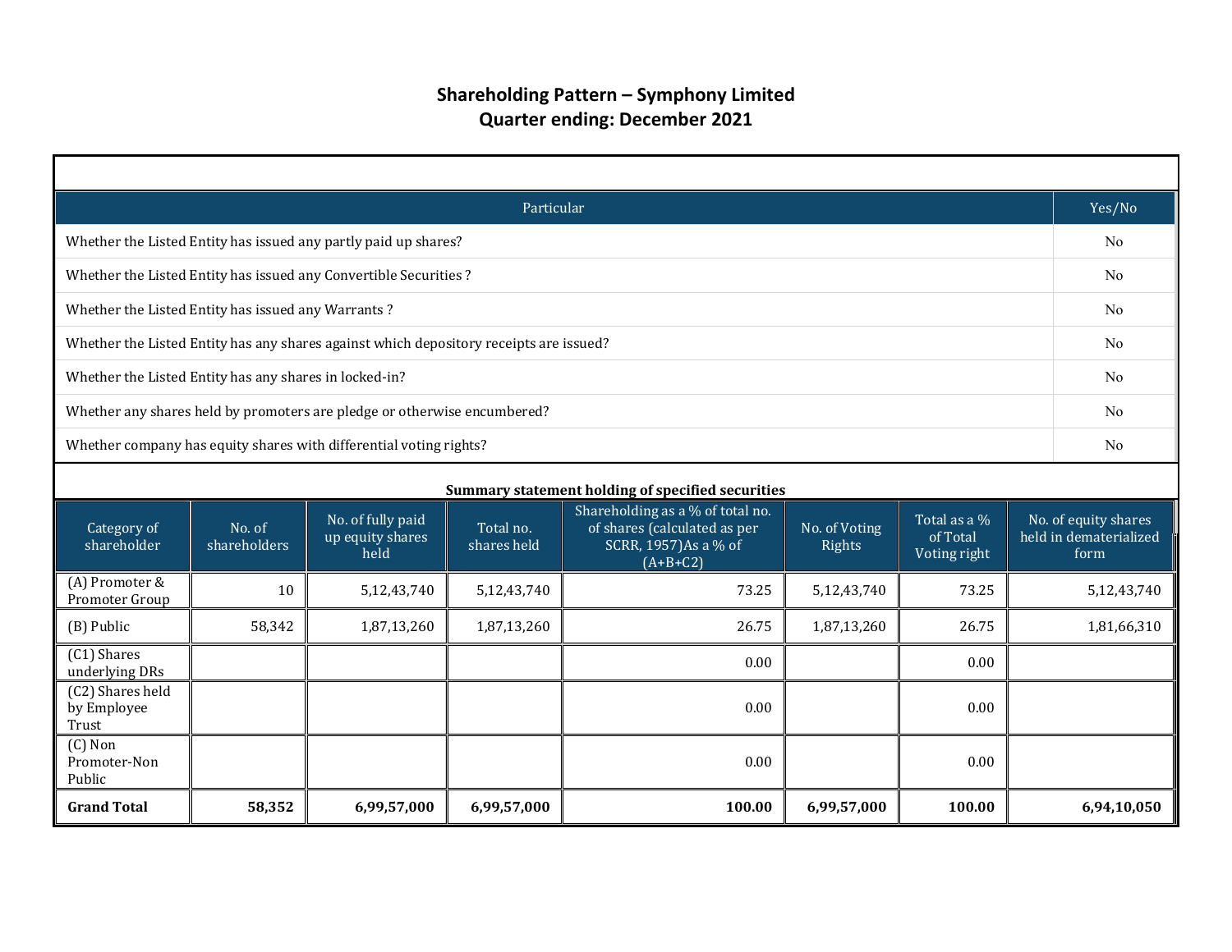# Shareholding Pattern – Symphony Limited
## Quarter ending: December 2021

| Particular | Yes/No |
|---|---|
| Whether the Listed Entity has issued any partly paid up shares? | No |
| Whether the Listed Entity has issued any Convertible Securities ? | No |
| Whether the Listed Entity has issued any Warrants ? | No |
| Whether the Listed Entity has any shares against which depository receipts are issued? | No |
| Whether the Listed Entity has any shares in locked-in? | No |
| Whether any shares held by promoters are pledge or otherwise encumbered? | No |
| Whether company has equity shares with differential voting rights? | No |

**Summary statement holding of specified securities**

| Category of shareholder | No. of shareholders | No. of fully paid up equity shares held | Total no. shares held | Shareholding as a % of total no. of shares (calculated as per SCRR, 1957)As a % of (A+B+C2) | No. of Voting Rights | Total as a % of Total Voting right | No. of equity shares held in dematerialized form |
|---|---|---|---|---|---|---|---|
| (A) Promoter & Promoter Group | 10 | 5,12,43,740 | 5,12,43,740 | 73.25 | 5,12,43,740 | 73.25 | 5,12,43,740 |
| (B) Public | 58,342 | 1,87,13,260 | 1,87,13,260 | 26.75 | 1,87,13,260 | 26.75 | 1,81,66,310 |
| (C1) Shares underlying DRs | | | | 0.00 | | 0.00 | |
| (C2) Shares held by Employee Trust | | | | 0.00 | | 0.00 | |
| (C) Non Promoter-Non Public | | | | 0.00 | | 0.00 | |
| **Grand Total** | **58,352** | **6,99,57,000** | **6,99,57,000** | **100.00** | **6,99,57,000** | **100.00** | **6,94,10,050** |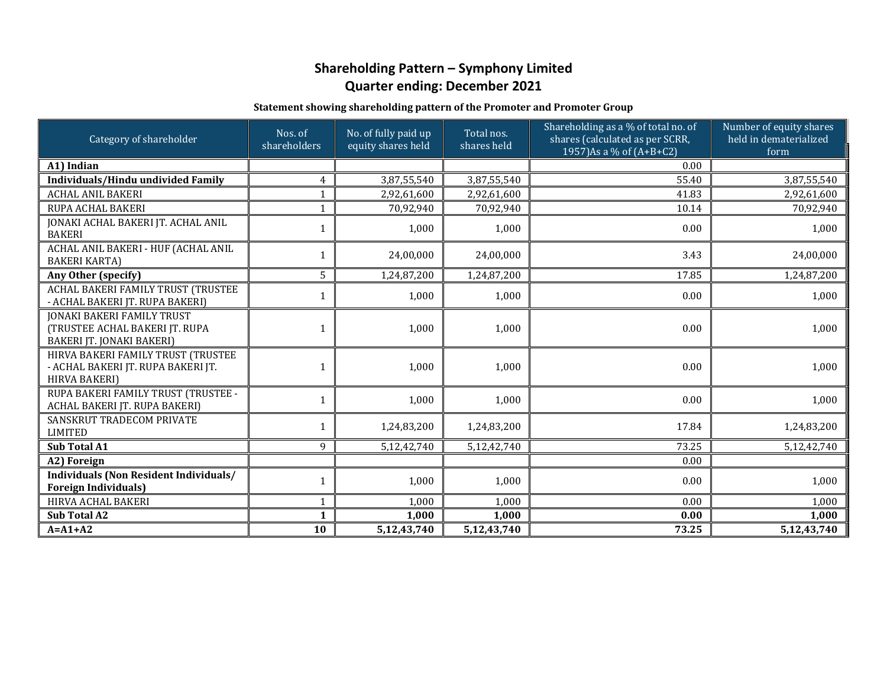# Shareholding Pattern – Symphony Limited
# Quarter ending: December 2021

### Statement showing shareholding pattern of the Promoter and Promoter Group

| Category of shareholder | Nos. of shareholders | No. of fully paid up equity shares held | Total nos. shares held | Shareholding as a % of total no. of shares (calculated as per SCRR, 1957)As a % of (A+B+C2) | Number of equity shares held in dematerialized form |
|---|---|---|---|---|---|
| **A1) Indian** | | | | 0.00 | |
| **Individuals/Hindu undivided Family** | 4 | 3,87,55,540 | 3,87,55,540 | 55.40 | 3,87,55,540 |
| ACHAL ANIL BAKERI | 1 | 2,92,61,600 | 2,92,61,600 | 41.83 | 2,92,61,600 |
| RUPA ACHAL BAKERI | 1 | 70,92,940 | 70,92,940 | 10.14 | 70,92,940 |
| JONAKI ACHAL BAKERI JT. ACHAL ANIL BAKERI | 1 | 1,000 | 1,000 | 0.00 | 1,000 |
| ACHAL ANIL BAKERI - HUF (ACHAL ANIL BAKERI KARTA) | 1 | 24,00,000 | 24,00,000 | 3.43 | 24,00,000 |
| **Any Other (specify)** | 5 | 1,24,87,200 | 1,24,87,200 | 17.85 | 1,24,87,200 |
| ACHAL BAKERI FAMILY TRUST (TRUSTEE - ACHAL BAKERI JT. RUPA BAKERI) | 1 | 1,000 | 1,000 | 0.00 | 1,000 |
| JONAKI BAKERI FAMILY TRUST (TRUSTEE ACHAL BAKERI JT. RUPA BAKERI JT. JONAKI BAKERI) | 1 | 1,000 | 1,000 | 0.00 | 1,000 |
| HIRVA BAKERI FAMILY TRUST (TRUSTEE - ACHAL BAKERI JT. RUPA BAKERI JT. HIRVA BAKERI) | 1 | 1,000 | 1,000 | 0.00 | 1,000 |
| RUPA BAKERI FAMILY TRUST (TRUSTEE - ACHAL BAKERI JT. RUPA BAKERI) | 1 | 1,000 | 1,000 | 0.00 | 1,000 |
| SANSKRUT TRADECOM PRIVATE LIMITED | 1 | 1,24,83,200 | 1,24,83,200 | 17.84 | 1,24,83,200 |
| **Sub Total A1** | 9 | 5,12,42,740 | 5,12,42,740 | 73.25 | 5,12,42,740 |
| **A2) Foreign** | | | | 0.00 | |
| **Individuals (Non Resident Individuals/ Foreign Individuals)** | 1 | 1,000 | 1,000 | 0.00 | 1,000 |
| HIRVA ACHAL BAKERI | 1 | 1,000 | 1,000 | 0.00 | 1,000 |
| **Sub Total A2** | **1** | **1,000** | **1,000** | **0.00** | **1,000** |
| **A=A1+A2** | **10** | **5,12,43,740** | **5,12,43,740** | **73.25** | **5,12,43,740** |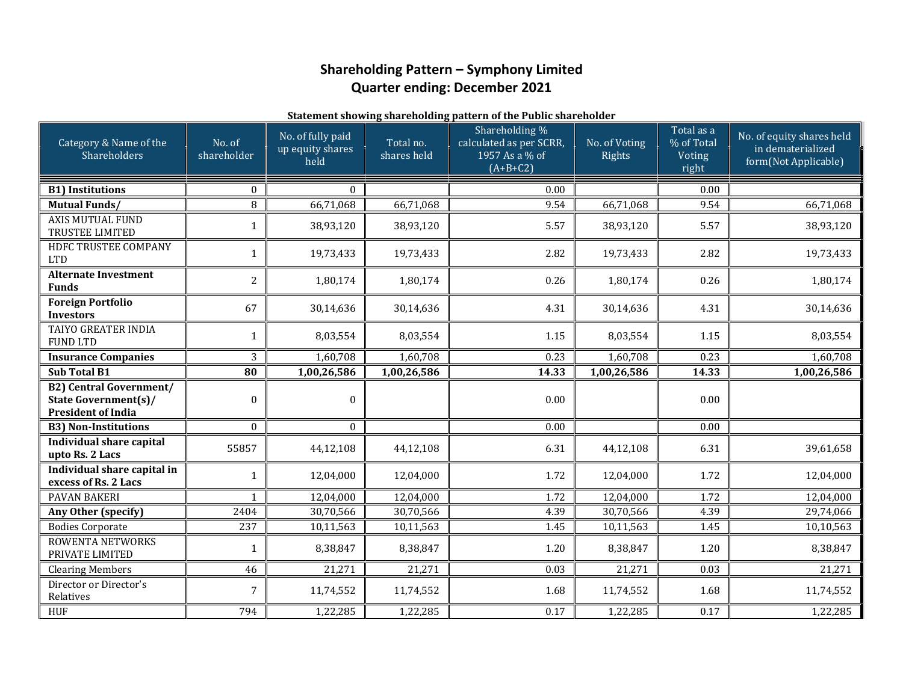## Shareholding Pattern – Symphony Limited
## Quarter ending: December 2021

**Statement showing shareholding pattern of the Public shareholder**

| Category & Name of the Shareholders | No. of shareholder | No. of fully paid up equity shares held | Total no. shares held | Shareholding % calculated as per SCRR, 1957 As a % of (A+B+C2) | No. of Voting Rights | Total as a % of Total Voting right | No. of equity shares held in dematerialized form(Not Applicable) |
|---|---|---|---|---|---|---|---|
| **B1) Institutions** | 0 | 0 | | 0.00 | | 0.00 | |
| **Mutual Funds/** | 8 | 66,71,068 | 66,71,068 | 9.54 | 66,71,068 | 9.54 | 66,71,068 |
| AXIS MUTUAL FUND TRUSTEE LIMITED | 1 | 38,93,120 | 38,93,120 | 5.57 | 38,93,120 | 5.57 | 38,93,120 |
| HDFC TRUSTEE COMPANY LTD | 1 | 19,73,433 | 19,73,433 | 2.82 | 19,73,433 | 2.82 | 19,73,433 |
| **Alternate Investment Funds** | 2 | 1,80,174 | 1,80,174 | 0.26 | 1,80,174 | 0.26 | 1,80,174 |
| **Foreign Portfolio Investors** | 67 | 30,14,636 | 30,14,636 | 4.31 | 30,14,636 | 4.31 | 30,14,636 |
| TAIYO GREATER INDIA FUND LTD | 1 | 8,03,554 | 8,03,554 | 1.15 | 8,03,554 | 1.15 | 8,03,554 |
| **Insurance Companies** | 3 | 1,60,708 | 1,60,708 | 0.23 | 1,60,708 | 0.23 | 1,60,708 |
| **Sub Total B1** | **80** | **1,00,26,586** | **1,00,26,586** | **14.33** | **1,00,26,586** | **14.33** | **1,00,26,586** |
| **B2) Central Government/ State Government(s)/ President of India** | 0 | 0 | | 0.00 | | 0.00 | |
| **B3) Non-Institutions** | 0 | 0 | | 0.00 | | 0.00 | |
| **Individual share capital upto Rs. 2 Lacs** | 55857 | 44,12,108 | 44,12,108 | 6.31 | 44,12,108 | 6.31 | 39,61,658 |
| **Individual share capital in excess of Rs. 2 Lacs** | 1 | 12,04,000 | 12,04,000 | 1.72 | 12,04,000 | 1.72 | 12,04,000 |
| PAVAN BAKERI | 1 | 12,04,000 | 12,04,000 | 1.72 | 12,04,000 | 1.72 | 12,04,000 |
| **Any Other (specify)** | 2404 | 30,70,566 | 30,70,566 | 4.39 | 30,70,566 | 4.39 | 29,74,066 |
| Bodies Corporate | 237 | 10,11,563 | 10,11,563 | 1.45 | 10,11,563 | 1.45 | 10,10,563 |
| ROWENTA NETWORKS PRIVATE LIMITED | 1 | 8,38,847 | 8,38,847 | 1.20 | 8,38,847 | 1.20 | 8,38,847 |
| Clearing Members | 46 | 21,271 | 21,271 | 0.03 | 21,271 | 0.03 | 21,271 |
| Director or Director's Relatives | 7 | 11,74,552 | 11,74,552 | 1.68 | 11,74,552 | 1.68 | 11,74,552 |
| HUF | 794 | 1,22,285 | 1,22,285 | 0.17 | 1,22,285 | 0.17 | 1,22,285 |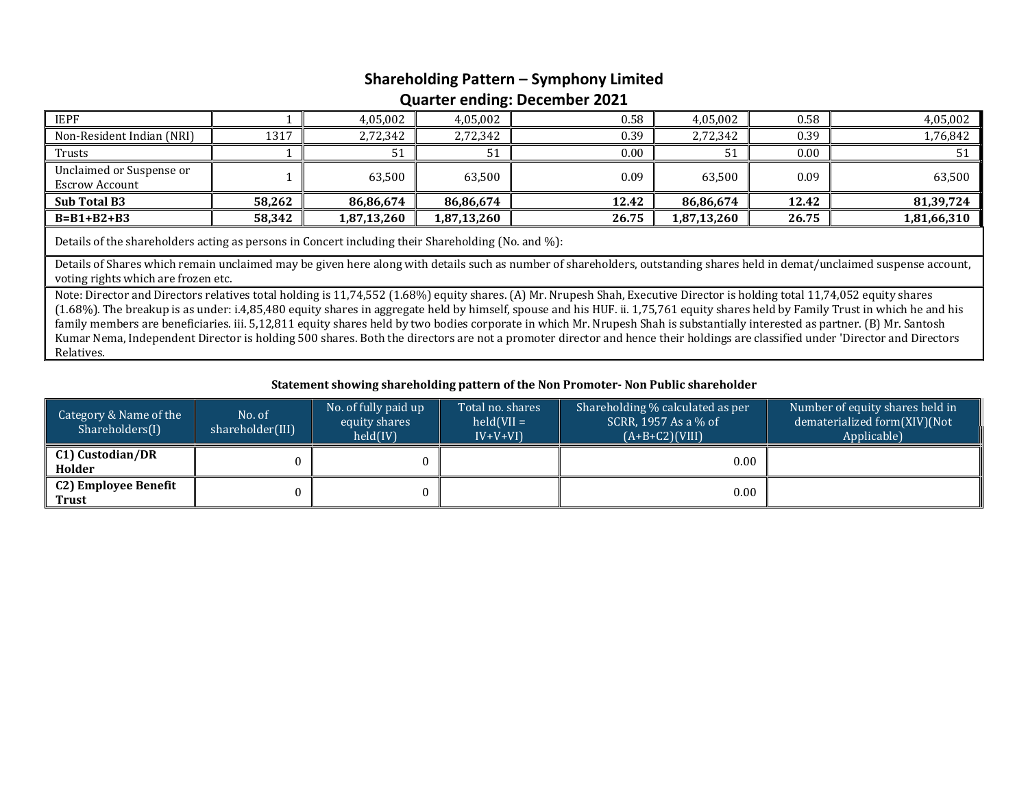## Shareholding Pattern – Symphony Limited
## Quarter ending: December 2021

| | | | | | | | |
|---|---|---|---|---|---|---|---|
| IEPF | 1 | 4,05,002 | 4,05,002 | 0.58 | 4,05,002 | 0.58 | 4,05,002 |
| Non-Resident Indian (NRI) | 1317 | 2,72,342 | 2,72,342 | 0.39 | 2,72,342 | 0.39 | 1,76,842 |
| Trusts | 1 | 51 | 51 | 0.00 | 51 | 0.00 | 51 |
| Unclaimed or Suspense or Escrow Account | 1 | 63,500 | 63,500 | 0.09 | 63,500 | 0.09 | 63,500 |
| **Sub Total B3** | **58,262** | **86,86,674** | **86,86,674** | **12.42** | **86,86,674** | **12.42** | **81,39,724** |
| **B=B1+B2+B3** | **58,342** | **1,87,13,260** | **1,87,13,260** | **26.75** | **1,87,13,260** | **26.75** | **1,81,66,310** |

Details of the shareholders acting as persons in Concert including their Shareholding (No. and %):

Details of Shares which remain unclaimed may be given here along with details such as number of shareholders, outstanding shares held in demat/unclaimed suspense account, voting rights which are frozen etc.

Note: Director and Directors relatives total holding is 11,74,552 (1.68%) equity shares. (A) Mr. Nrupesh Shah, Executive Director is holding total 11,74,052 equity shares (1.68%). The breakup is as under: i.4,85,480 equity shares in aggregate held by himself, spouse and his HUF. ii. 1,75,761 equity shares held by Family Trust in which he and his family members are beneficiaries. iii. 5,12,811 equity shares held by two bodies corporate in which Mr. Nrupesh Shah is substantially interested as partner. (B) Mr. Santosh Kumar Nema, Independent Director is holding 500 shares. Both the directors are not a promoter director and hence their holdings are classified under 'Director and Directors Relatives.

**Statement showing shareholding pattern of the Non Promoter- Non Public shareholder**

| Category & Name of the Shareholders(I) | No. of shareholder(III) | No. of fully paid up equity shares held(IV) | Total no. shares held(VII = IV+V+VI) | Shareholding % calculated as per SCRR, 1957 As a % of (A+B+C2)(VIII) | Number of equity shares held in dematerialized form(XIV)(Not Applicable) |
|---|---|---|---|---|---|
| **C1) Custodian/DR Holder** | 0 | 0 | | 0.00 | |
| **C2) Employee Benefit Trust** | 0 | 0 | | 0.00 | |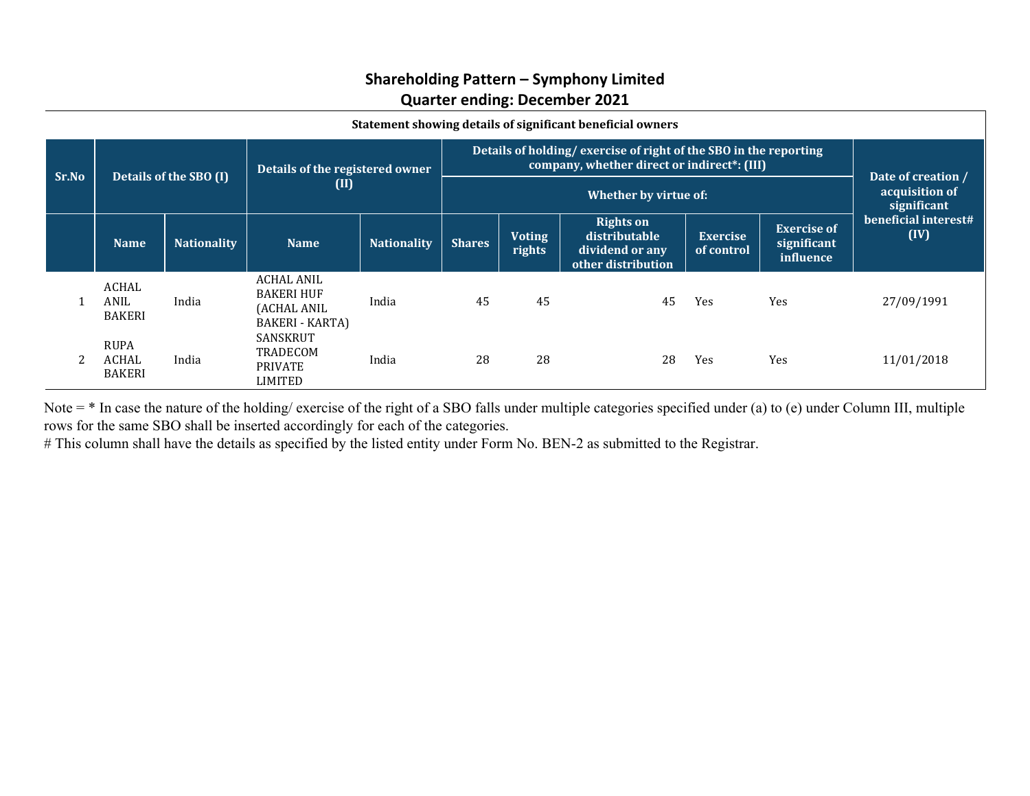# Shareholding Pattern – Symphony Limited
## Quarter ending: December 2021

**Statement showing details of significant beneficial owners**

| Sr.No | Details of the SBO (I) | | Details of the registered owner (II) | | Details of holding/ exercise of right of the SBO in the reporting company, whether direct or indirect*: (III) | | | | | Date of creation / acquisition of significant beneficial interest# (IV) |
|---|---|---|---|---|---|---|---|---|---|---|
| | | | | | Whether by virtue of: | | | | | |
| | Name | Nationality | Name | Nationality | Shares | Voting rights | Rights on distributable dividend or any other distribution | Exercise of control | Exercise of significant influence | |
| 1 | ACHAL ANIL BAKERI | India | ACHAL ANIL BAKERI HUF (ACHAL ANIL BAKERI - KARTA) | India | 45 | 45 | 45 | Yes | Yes | 27/09/1991 |
| 2 | RUPA ACHAL BAKERI | India | SANSKRUT TRADECOM PRIVATE LIMITED | India | 28 | 28 | 28 | Yes | Yes | 11/01/2018 |

Note = * In case the nature of the holding/ exercise of the right of a SBO falls under multiple categories specified under (a) to (e) under Column III, multiple rows for the same SBO shall be inserted accordingly for each of the categories.

# This column shall have the details as specified by the listed entity under Form No. BEN-2 as submitted to the Registrar.